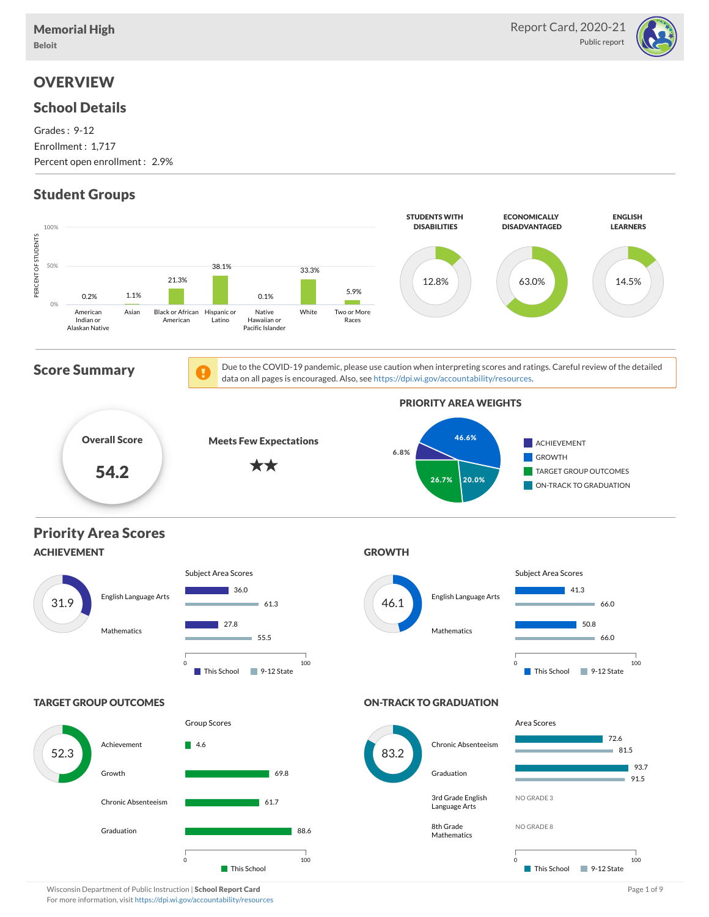# Memorial High

**Beloit**

Report Card, 2020-21

Public report

# OVERVIEW

## School Details

Grades : 9-12

Enrollment : 1,717

Percent open enrollment : 2.9%

## Student Groups

| Group | Percent of Students |
|---|---|
| American Indian or Alaskan Native | 0.2% |
| Asian | 1.1% |
| Black or African American | 21.3% |
| Hispanic or Latino | 38.1% |
| Native Hawaiian or Pacific Islander | 0.1% |
| White | 33.3% |
| Two or More Races | 5.9% |

| STUDENTS WITH DISABILITIES | ECONOMICALLY DISADVANTAGED | ENGLISH LEARNERS |
|---|---|---|
| 12.8% | 63.0% | 14.5% |

## Score Summary

Due to the COVID-19 pandemic, please use caution when interpreting scores and ratings. Careful review of the detailed data on all pages is encouraged. Also, see https://dpi.wi.gov/accountability/resources.

**Overall Score**

**54.2**

**Meets Few Expectations** ★★

### PRIORITY AREA WEIGHTS

| Priority Area | Weight |
|---|---|
| ACHIEVEMENT | 6.8% |
| GROWTH | 46.6% |
| TARGET GROUP OUTCOMES | 26.7% |
| ON-TRACK TO GRADUATION | 20.0% |

## Priority Area Scores

### ACHIEVEMENT

Score: 31.9

Subject Area Scores

| Subject | This School | 9-12 State |
|---|---|---|
| English Language Arts | 36.0 | 61.3 |
| Mathematics | 27.8 | 55.5 |

### GROWTH

Score: 46.1

Subject Area Scores

| Subject | This School | 9-12 State |
|---|---|---|
| English Language Arts | 41.3 | 66.0 |
| Mathematics | 50.8 | 66.0 |

### TARGET GROUP OUTCOMES

Score: 52.3

Group Scores

| Group | This School |
|---|---|
| Achievement | 4.6 |
| Growth | 69.8 |
| Chronic Absenteeism | 61.7 |
| Graduation | 88.6 |

### ON-TRACK TO GRADUATION

Score: 83.2

Area Scores

| Area | This School | 9-12 State |
|---|---|---|
| Chronic Absenteeism | 72.6 | 81.5 |
| Graduation | 93.7 | 91.5 |
| 3rd Grade English Language Arts | NO GRADE 3 | |
| 8th Grade Mathematics | NO GRADE 8 | |

Wisconsin Department of Public Instruction | **School Report Card**

For more information, visit https://dpi.wi.gov/accountability/resources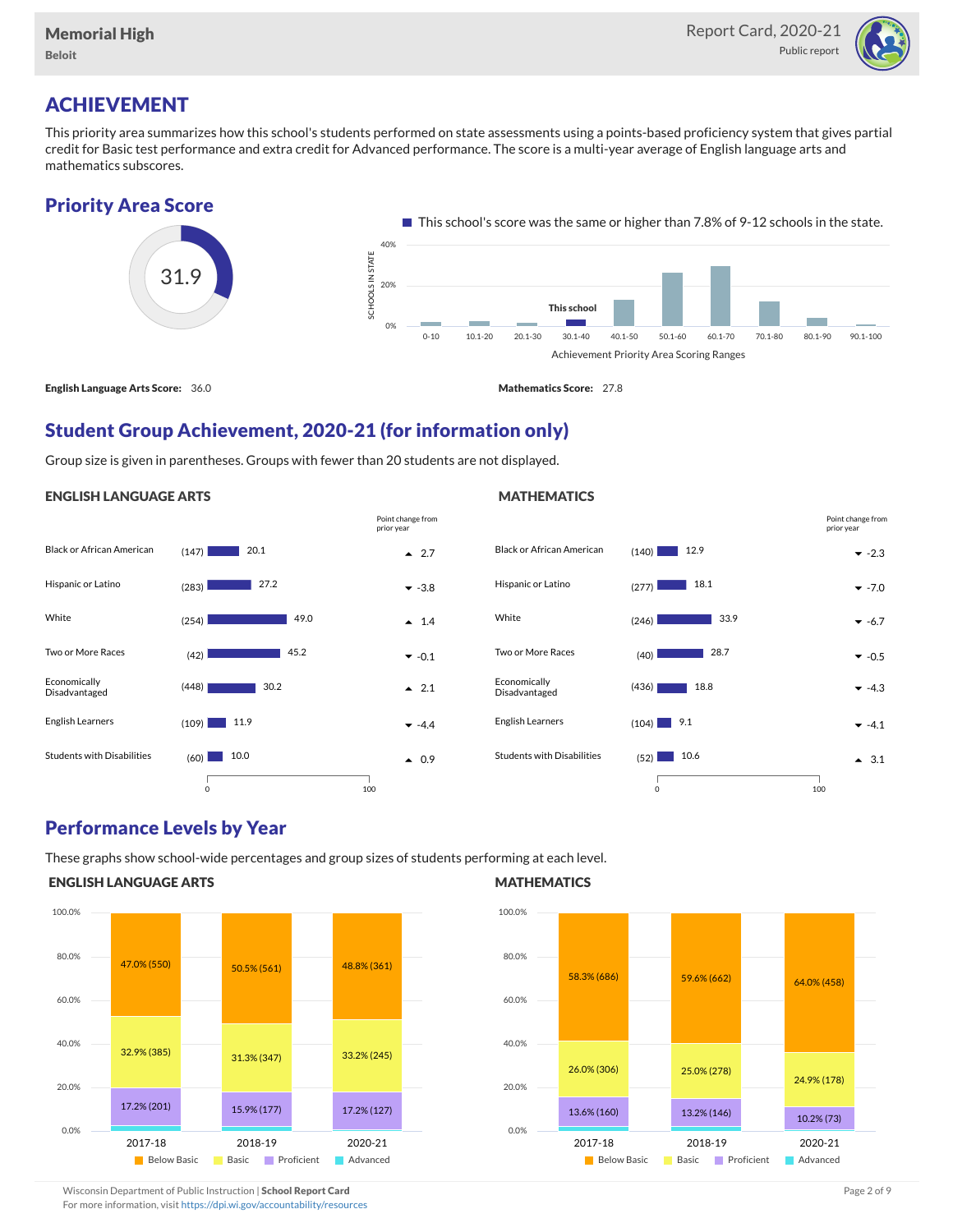Memorial High
Beloit

Report Card, 2020-21
Public report

# ACHIEVEMENT

This priority area summarizes how this school's students performed on state assessments using a points-based proficiency system that gives partial credit for Basic test performance and extra credit for Advanced performance. The score is a multi-year average of English language arts and mathematics subscores.

## Priority Area Score

31.9

This school's score was the same or higher than 7.8% of 9-12 schools in the state.

Achievement Priority Area Scoring Ranges: 0-10, 10.1-20, 20.1-30, 30.1-40 (This school), 40.1-50, 50.1-60, 60.1-70, 70.1-80, 80.1-90, 90.1-100

**English Language Arts Score:** 36.0

**Mathematics Score:** 27.8

## Student Group Achievement, 2020-21 (for information only)

Group size is given in parentheses. Groups with fewer than 20 students are not displayed.

### ENGLISH LANGUAGE ARTS

| Group | Size | Score | Point change from prior year |
|---|---|---|---|
| Black or African American | (147) | 20.1 | ▲ 2.7 |
| Hispanic or Latino | (283) | 27.2 | ▼ -3.8 |
| White | (254) | 49.0 | ▲ 1.4 |
| Two or More Races | (42) | 45.2 | ▼ -0.1 |
| Economically Disadvantaged | (448) | 30.2 | ▲ 2.1 |
| English Learners | (109) | 11.9 | ▼ -4.4 |
| Students with Disabilities | (60) | 10.0 | ▲ 0.9 |

### MATHEMATICS

| Group | Size | Score | Point change from prior year |
|---|---|---|---|
| Black or African American | (140) | 12.9 | ▼ -2.3 |
| Hispanic or Latino | (277) | 18.1 | ▼ -7.0 |
| White | (246) | 33.9 | ▼ -6.7 |
| Two or More Races | (40) | 28.7 | ▼ -0.5 |
| Economically Disadvantaged | (436) | 18.8 | ▼ -4.3 |
| English Learners | (104) | 9.1 | ▼ -4.1 |
| Students with Disabilities | (52) | 10.6 | ▲ 3.1 |

## Performance Levels by Year

These graphs show school-wide percentages and group sizes of students performing at each level.

### ENGLISH LANGUAGE ARTS

| Level | 2017-18 | 2018-19 | 2020-21 |
|---|---|---|---|
| Below Basic | 47.0% (550) | 50.5% (561) | 48.8% (361) |
| Basic | 32.9% (385) | 31.3% (347) | 33.2% (245) |
| Proficient | 17.2% (201) | 15.9% (177) | 17.2% (127) |
| Advanced | | | |

### MATHEMATICS

| Level | 2017-18 | 2018-19 | 2020-21 |
|---|---|---|---|
| Below Basic | 58.3% (686) | 59.6% (662) | 64.0% (458) |
| Basic | 26.0% (306) | 25.0% (278) | 24.9% (178) |
| Proficient | 13.6% (160) | 13.2% (146) | 10.2% (73) |
| Advanced | | | |

Wisconsin Department of Public Instruction | **School Report Card**
For more information, visit https://dpi.wi.gov/accountability/resources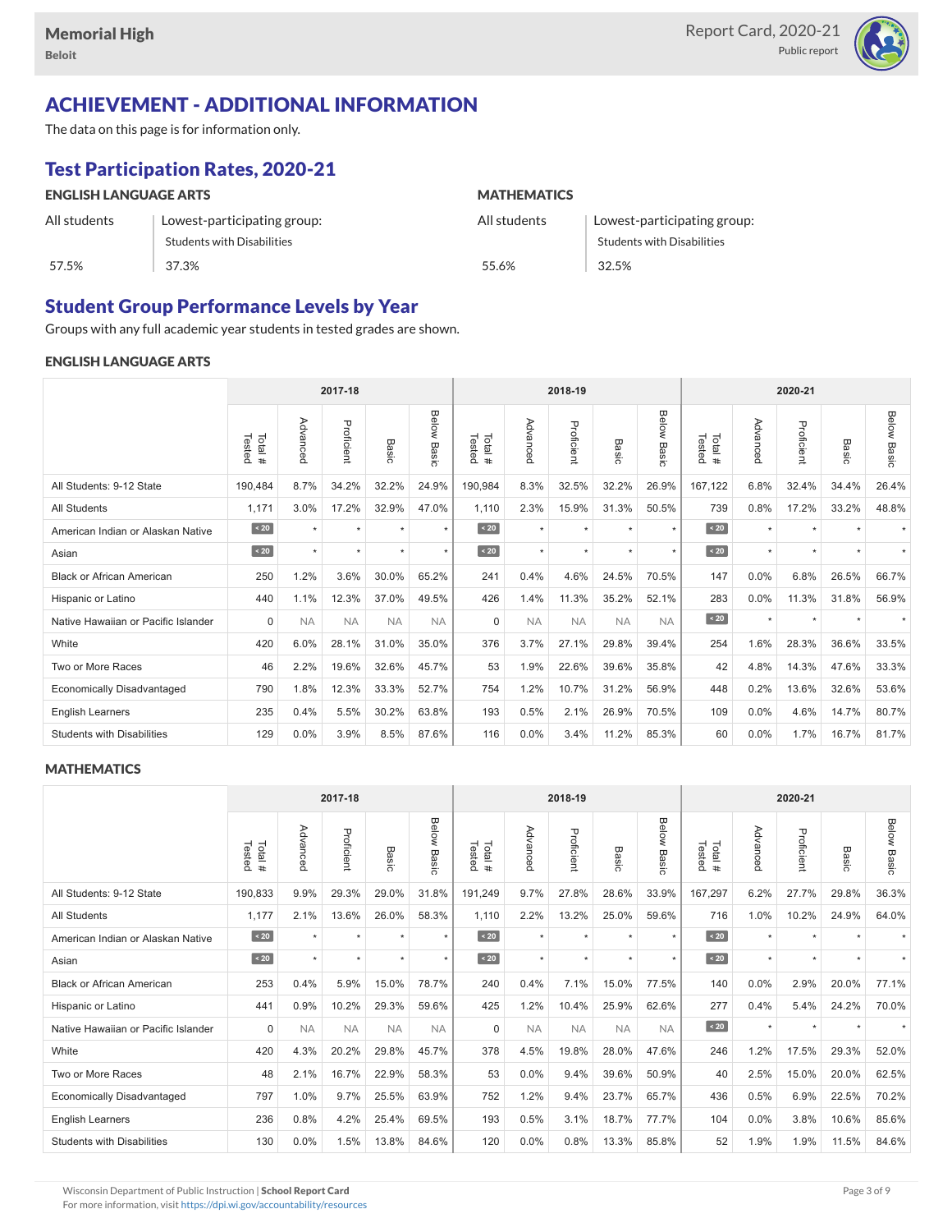# ACHIEVEMENT - ADDITIONAL INFORMATION

The data on this page is for information only.

## Test Participation Rates, 2020-21

### ENGLISH LANGUAGE ARTS

| All students | Lowest-participating group: Students with Disabilities |
|---|---|
| 57.5% | 37.3% |

### MATHEMATICS

| All students | Lowest-participating group: Students with Disabilities |
|---|---|
| 55.6% | 32.5% |

## Student Group Performance Levels by Year

Groups with any full academic year students in tested grades are shown.

### ENGLISH LANGUAGE ARTS

| | 2017-18 | | | | | 2018-19 | | | | | 2020-21 | | | | |
|---|---|---|---|---|---|---|---|---|---|---|---|---|---|---|---|
| | Total # Tested | Advanced | Proficient | Basic | Below Basic | Total # Tested | Advanced | Proficient | Basic | Below Basic | Total # Tested | Advanced | Proficient | Basic | Below Basic |
| All Students: 9-12 State | 190,484 | 8.7% | 34.2% | 32.2% | 24.9% | 190,984 | 8.3% | 32.5% | 32.2% | 26.9% | 167,122 | 6.8% | 32.4% | 34.4% | 26.4% |
| All Students | 1,171 | 3.0% | 17.2% | 32.9% | 47.0% | 1,110 | 2.3% | 15.9% | 31.3% | 50.5% | 739 | 0.8% | 17.2% | 33.2% | 48.8% |
| American Indian or Alaskan Native | < 20 | * | * | * | * | < 20 | * | * | * | * | < 20 | * | * | * | * |
| Asian | < 20 | * | * | * | * | < 20 | * | * | * | * | < 20 | * | * | * | * |
| Black or African American | 250 | 1.2% | 3.6% | 30.0% | 65.2% | 241 | 0.4% | 4.6% | 24.5% | 70.5% | 147 | 0.0% | 6.8% | 26.5% | 66.7% |
| Hispanic or Latino | 440 | 1.1% | 12.3% | 37.0% | 49.5% | 426 | 1.4% | 11.3% | 35.2% | 52.1% | 283 | 0.0% | 11.3% | 31.8% | 56.9% |
| Native Hawaiian or Pacific Islander | 0 | NA | NA | NA | NA | 0 | NA | NA | NA | NA | < 20 | * | * | * | * |
| White | 420 | 6.0% | 28.1% | 31.0% | 35.0% | 376 | 3.7% | 27.1% | 29.8% | 39.4% | 254 | 1.6% | 28.3% | 36.6% | 33.5% |
| Two or More Races | 46 | 2.2% | 19.6% | 32.6% | 45.7% | 53 | 1.9% | 22.6% | 39.6% | 35.8% | 42 | 4.8% | 14.3% | 47.6% | 33.3% |
| Economically Disadvantaged | 790 | 1.8% | 12.3% | 33.3% | 52.7% | 754 | 1.2% | 10.7% | 31.2% | 56.9% | 448 | 0.2% | 13.6% | 32.6% | 53.6% |
| English Learners | 235 | 0.4% | 5.5% | 30.2% | 63.8% | 193 | 0.5% | 2.1% | 26.9% | 70.5% | 109 | 0.0% | 4.6% | 14.7% | 80.7% |
| Students with Disabilities | 129 | 0.0% | 3.9% | 8.5% | 87.6% | 116 | 0.0% | 3.4% | 11.2% | 85.3% | 60 | 0.0% | 1.7% | 16.7% | 81.7% |

### MATHEMATICS

| | 2017-18 | | | | | 2018-19 | | | | | 2020-21 | | | | |
|---|---|---|---|---|---|---|---|---|---|---|---|---|---|---|---|
| | Total # Tested | Advanced | Proficient | Basic | Below Basic | Total # Tested | Advanced | Proficient | Basic | Below Basic | Total # Tested | Advanced | Proficient | Basic | Below Basic |
| All Students: 9-12 State | 190,833 | 9.9% | 29.3% | 29.0% | 31.8% | 191,249 | 9.7% | 27.8% | 28.6% | 33.9% | 167,297 | 6.2% | 27.7% | 29.8% | 36.3% |
| All Students | 1,177 | 2.1% | 13.6% | 26.0% | 58.3% | 1,110 | 2.2% | 13.2% | 25.0% | 59.6% | 716 | 1.0% | 10.2% | 24.9% | 64.0% |
| American Indian or Alaskan Native | < 20 | * | * | * | * | < 20 | * | * | * | * | < 20 | * | * | * | * |
| Asian | < 20 | * | * | * | * | < 20 | * | * | * | * | < 20 | * | * | * | * |
| Black or African American | 253 | 0.4% | 5.9% | 15.0% | 78.7% | 240 | 0.4% | 7.1% | 15.0% | 77.5% | 140 | 0.0% | 2.9% | 20.0% | 77.1% |
| Hispanic or Latino | 441 | 0.9% | 10.2% | 29.3% | 59.6% | 425 | 1.2% | 10.4% | 25.9% | 62.6% | 277 | 0.4% | 5.4% | 24.2% | 70.0% |
| Native Hawaiian or Pacific Islander | 0 | NA | NA | NA | NA | 0 | NA | NA | NA | NA | < 20 | * | * | * | * |
| White | 420 | 4.3% | 20.2% | 29.8% | 45.7% | 378 | 4.5% | 19.8% | 28.0% | 47.6% | 246 | 1.2% | 17.5% | 29.3% | 52.0% |
| Two or More Races | 48 | 2.1% | 16.7% | 22.9% | 58.3% | 53 | 0.0% | 9.4% | 39.6% | 50.9% | 40 | 2.5% | 15.0% | 20.0% | 62.5% |
| Economically Disadvantaged | 797 | 1.0% | 9.7% | 25.5% | 63.9% | 752 | 1.2% | 9.4% | 23.7% | 65.7% | 436 | 0.5% | 6.9% | 22.5% | 70.2% |
| English Learners | 236 | 0.8% | 4.2% | 25.4% | 69.5% | 193 | 0.5% | 3.1% | 18.7% | 77.7% | 104 | 0.0% | 3.8% | 10.6% | 85.6% |
| Students with Disabilities | 130 | 0.0% | 1.5% | 13.8% | 84.6% | 120 | 0.0% | 0.8% | 13.3% | 85.8% | 52 | 1.9% | 1.9% | 11.5% | 84.6% |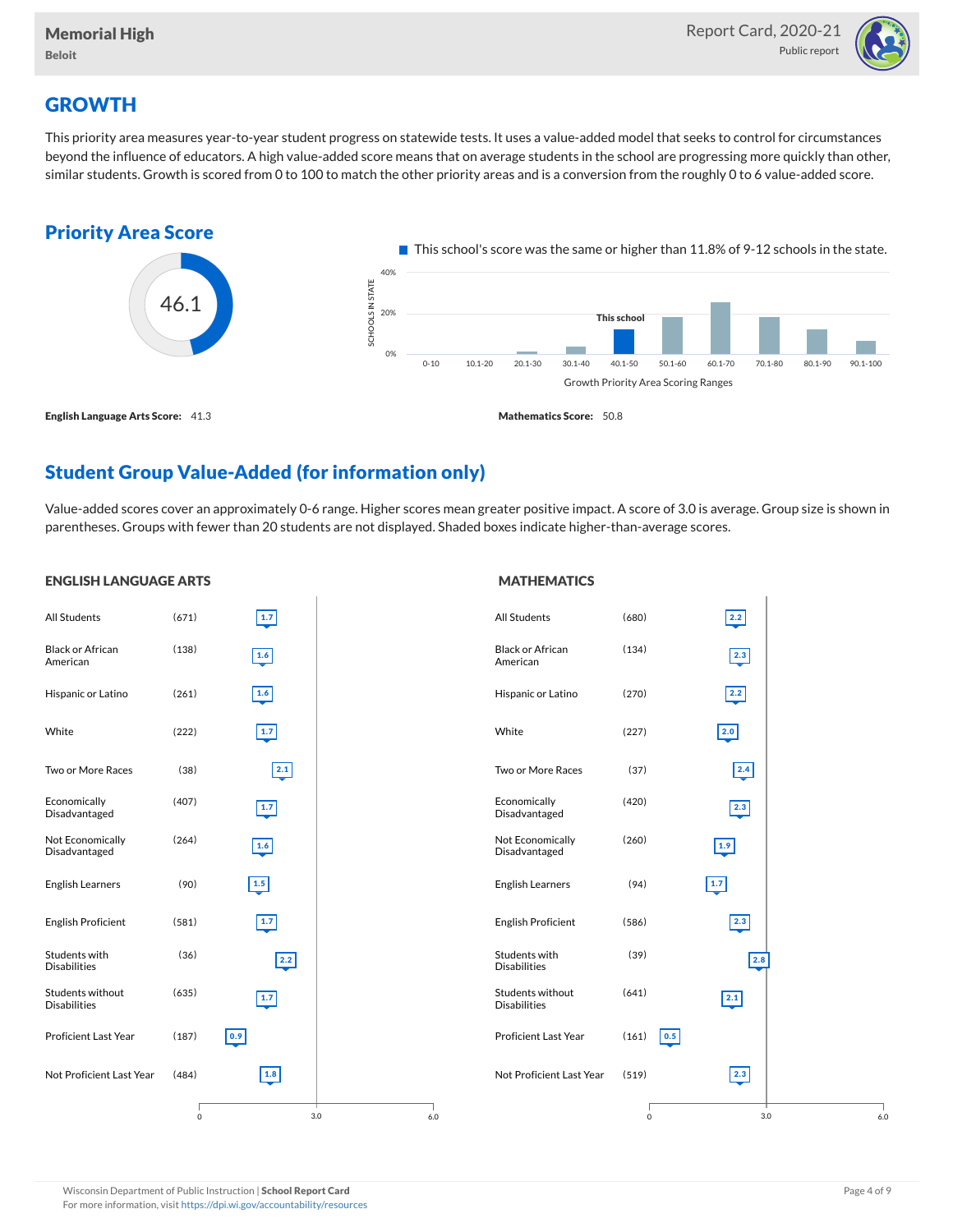## GROWTH

This priority area measures year-to-year student progress on statewide tests. It uses a value-added model that seeks to control for circumstances beyond the influence of educators. A high value-added score means that on average students in the school are progressing more quickly than other, similar students. Growth is scored from 0 to 100 to match the other priority areas and is a conversion from the roughly 0 to 6 value-added score.

### Priority Area Score

46.1

This school's score was the same or higher than 11.8% of 9-12 schools in the state.

Growth Priority Area Scoring Ranges: 0-10, 10.1-20, 20.1-30, 30.1-40, 40.1-50 (This school), 50.1-60, 60.1-70, 70.1-80, 80.1-90, 90.1-100

**English Language Arts Score:** 41.3

**Mathematics Score:** 50.8

### Student Group Value-Added (for information only)

Value-added scores cover an approximately 0-6 range. Higher scores mean greater positive impact. A score of 3.0 is average. Group size is shown in parentheses. Groups with fewer than 20 students are not displayed. Shaded boxes indicate higher-than-average scores.

#### ENGLISH LANGUAGE ARTS

| Group | Size | Score |
|---|---|---|
| All Students | (671) | 1.7 |
| Black or African American | (138) | 1.6 |
| Hispanic or Latino | (261) | 1.6 |
| White | (222) | 1.7 |
| Two or More Races | (38) | 2.1 |
| Economically Disadvantaged | (407) | 1.7 |
| Not Economically Disadvantaged | (264) | 1.6 |
| English Learners | (90) | 1.5 |
| English Proficient | (581) | 1.7 |
| Students with Disabilities | (36) | 2.2 |
| Students without Disabilities | (635) | 1.7 |
| Proficient Last Year | (187) | 0.9 |
| Not Proficient Last Year | (484) | 1.8 |

#### MATHEMATICS

| Group | Size | Score |
|---|---|---|
| All Students | (680) | 2.2 |
| Black or African American | (134) | 2.3 |
| Hispanic or Latino | (270) | 2.2 |
| White | (227) | 2.0 |
| Two or More Races | (37) | 2.4 |
| Economically Disadvantaged | (420) | 2.3 |
| Not Economically Disadvantaged | (260) | 1.9 |
| English Learners | (94) | 1.7 |
| English Proficient | (586) | 2.3 |
| Students with Disabilities | (39) | 2.8 |
| Students without Disabilities | (641) | 2.1 |
| Proficient Last Year | (161) | 0.5 |
| Not Proficient Last Year | (519) | 2.3 |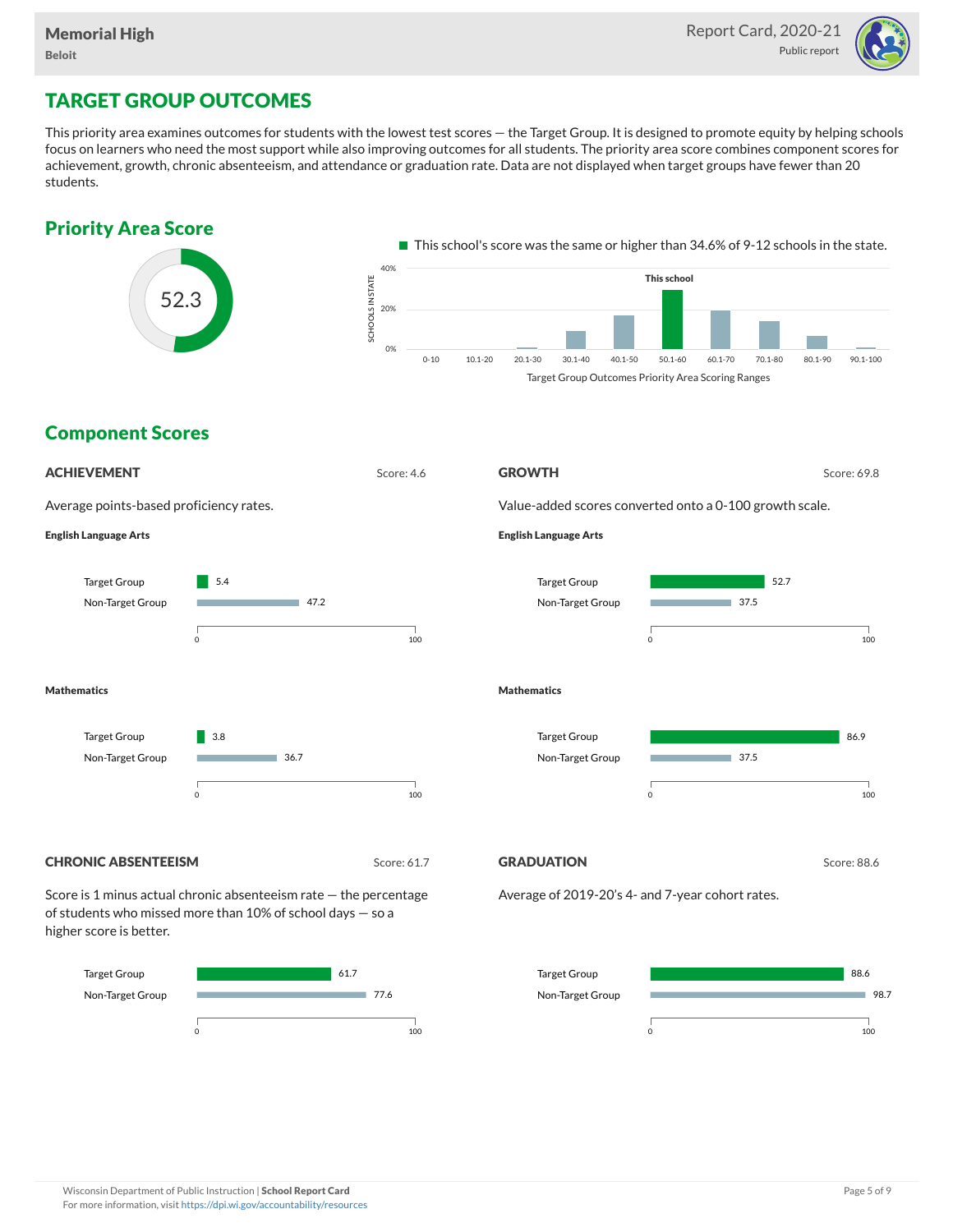# TARGET GROUP OUTCOMES

This priority area examines outcomes for students with the lowest test scores — the Target Group. It is designed to promote equity by helping schools focus on learners who need the most support while also improving outcomes for all students. The priority area score combines component scores for achievement, growth, chronic absenteeism, and attendance or graduation rate. Data are not displayed when target groups have fewer than 20 students.

## Priority Area Score

52.3

This school's score was the same or higher than 34.6% of 9-12 schools in the state.

Target Group Outcomes Priority Area Scoring Ranges: 0-10, 10.1-20, 20.1-30, 30.1-40, 40.1-50, 50.1-60 (This school), 60.1-70, 70.1-80, 80.1-90, 90.1-100

## Component Scores

### ACHIEVEMENT

Score: 4.6

Average points-based proficiency rates.

**English Language Arts**

| | Score |
|---|---|
| Target Group | 5.4 |
| Non-Target Group | 47.2 |

**Mathematics**

| | Score |
|---|---|
| Target Group | 3.8 |
| Non-Target Group | 36.7 |

### GROWTH

Score: 69.8

Value-added scores converted onto a 0-100 growth scale.

**English Language Arts**

| | Score |
|---|---|
| Target Group | 52.7 |
| Non-Target Group | 37.5 |

**Mathematics**

| | Score |
|---|---|
| Target Group | 86.9 |
| Non-Target Group | 37.5 |

### CHRONIC ABSENTEEISM

Score: 61.7

Score is 1 minus actual chronic absenteeism rate — the percentage of students who missed more than 10% of school days — so a higher score is better.

| | Score |
|---|---|
| Target Group | 61.7 |
| Non-Target Group | 77.6 |

### GRADUATION

Score: 88.6

Average of 2019-20's 4- and 7-year cohort rates.

| | Score |
|---|---|
| Target Group | 88.6 |
| Non-Target Group | 98.7 |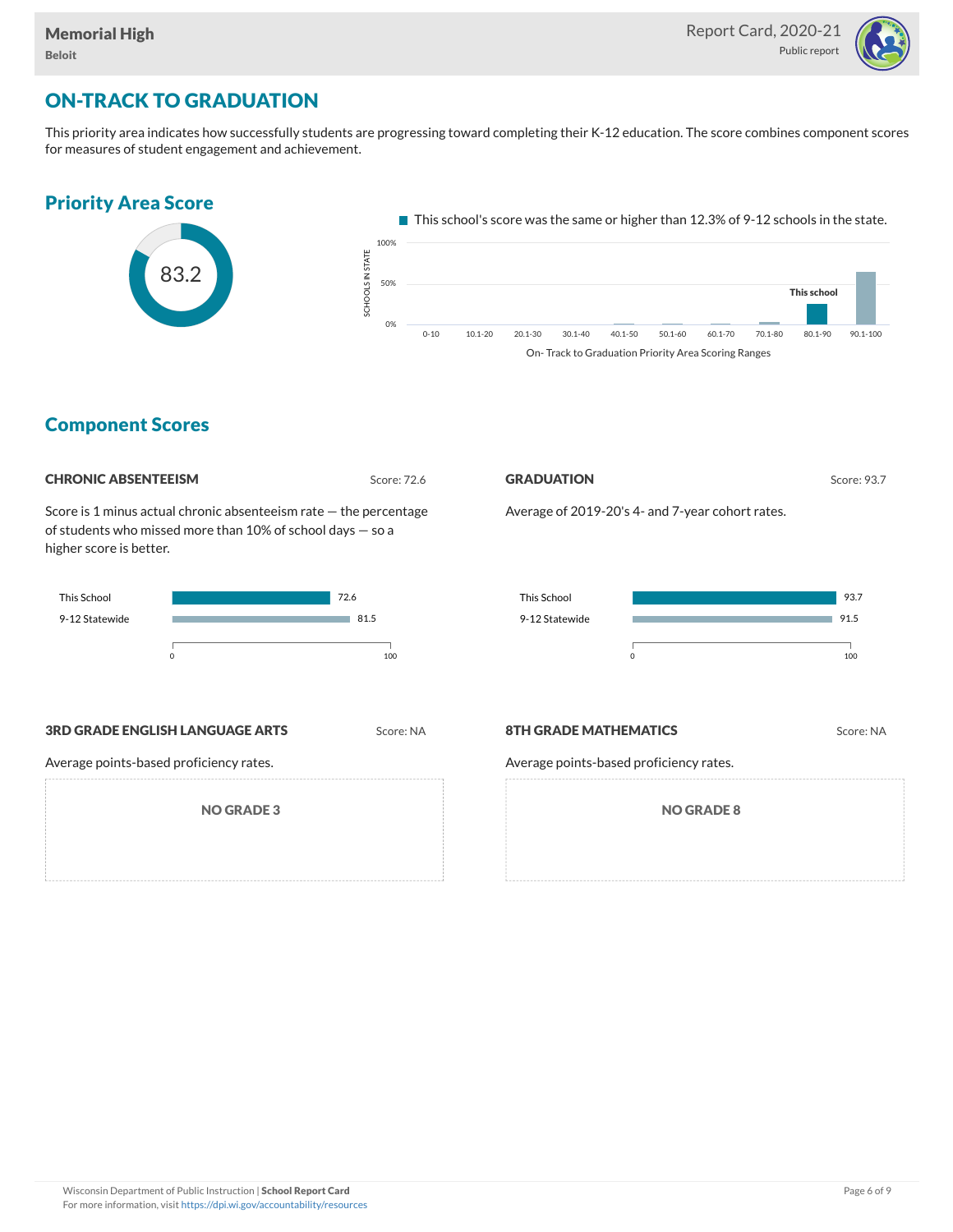## ON-TRACK TO GRADUATION

This priority area indicates how successfully students are progressing toward completing their K-12 education. The score combines component scores for measures of student engagement and achievement.

### Priority Area Score

83.2

This school's score was the same or higher than 12.3% of 9-12 schools in the state.

SCHOOLS IN STATE: 100%, 50%, 0%

0-10, 10.1-20, 20.1-30, 30.1-40, 40.1-50, 50.1-60, 60.1-70, 70.1-80, 80.1-90 (This school), 90.1-100

On- Track to Graduation Priority Area Scoring Ranges

### Component Scores

#### CHRONIC ABSENTEEISM

Score: 72.6

Score is 1 minus actual chronic absenteeism rate — the percentage of students who missed more than 10% of school days — so a higher score is better.

| | Score |
|---|---|
| This School | 72.6 |
| 9-12 Statewide | 81.5 |

#### GRADUATION

Score: 93.7

Average of 2019-20's 4- and 7-year cohort rates.

| | Score |
|---|---|
| This School | 93.7 |
| 9-12 Statewide | 91.5 |

#### 3RD GRADE ENGLISH LANGUAGE ARTS

Score: NA

Average points-based proficiency rates.

NO GRADE 3

#### 8TH GRADE MATHEMATICS

Score: NA

Average points-based proficiency rates.

NO GRADE 8

Wisconsin Department of Public Instruction | **School Report Card**
For more information, visit https://dpi.wi.gov/accountability/resources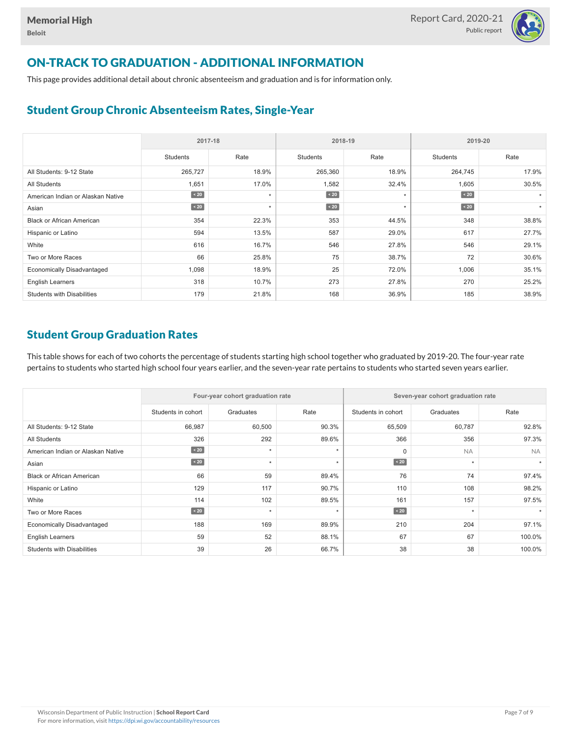# ON-TRACK TO GRADUATION - ADDITIONAL INFORMATION

This page provides additional detail about chronic absenteeism and graduation and is for information only.

## Student Group Chronic Absenteeism Rates, Single-Year

| | 2017-18 | | 2018-19 | | 2019-20 | |
|---|---|---|---|---|---|---|
| | Students | Rate | Students | Rate | Students | Rate |
| All Students: 9-12 State | 265,727 | 18.9% | 265,360 | 18.9% | 264,745 | 17.9% |
| All Students | 1,651 | 17.0% | 1,582 | 32.4% | 1,605 | 30.5% |
| American Indian or Alaskan Native | < 20 | * | < 20 | * | < 20 | * |
| Asian | < 20 | * | < 20 | * | < 20 | * |
| Black or African American | 354 | 22.3% | 353 | 44.5% | 348 | 38.8% |
| Hispanic or Latino | 594 | 13.5% | 587 | 29.0% | 617 | 27.7% |
| White | 616 | 16.7% | 546 | 27.8% | 546 | 29.1% |
| Two or More Races | 66 | 25.8% | 75 | 38.7% | 72 | 30.6% |
| Economically Disadvantaged | 1,098 | 18.9% | 25 | 72.0% | 1,006 | 35.1% |
| English Learners | 318 | 10.7% | 273 | 27.8% | 270 | 25.2% |
| Students with Disabilities | 179 | 21.8% | 168 | 36.9% | 185 | 38.9% |

## Student Group Graduation Rates

This table shows for each of two cohorts the percentage of students starting high school together who graduated by 2019-20. The four-year rate pertains to students who started high school four years earlier, and the seven-year rate pertains to students who started seven years earlier.

| | Four-year cohort graduation rate | | | Seven-year cohort graduation rate | | |
|---|---|---|---|---|---|---|
| | Students in cohort | Graduates | Rate | Students in cohort | Graduates | Rate |
| All Students: 9-12 State | 66,987 | 60,500 | 90.3% | 65,509 | 60,787 | 92.8% |
| All Students | 326 | 292 | 89.6% | 366 | 356 | 97.3% |
| American Indian or Alaskan Native | < 20 | * | * | 0 | NA | NA |
| Asian | < 20 | * | * | < 20 | * | * |
| Black or African American | 66 | 59 | 89.4% | 76 | 74 | 97.4% |
| Hispanic or Latino | 129 | 117 | 90.7% | 110 | 108 | 98.2% |
| White | 114 | 102 | 89.5% | 161 | 157 | 97.5% |
| Two or More Races | < 20 | * | * | < 20 | * | * |
| Economically Disadvantaged | 188 | 169 | 89.9% | 210 | 204 | 97.1% |
| English Learners | 59 | 52 | 88.1% | 67 | 67 | 100.0% |
| Students with Disabilities | 39 | 26 | 66.7% | 38 | 38 | 100.0% |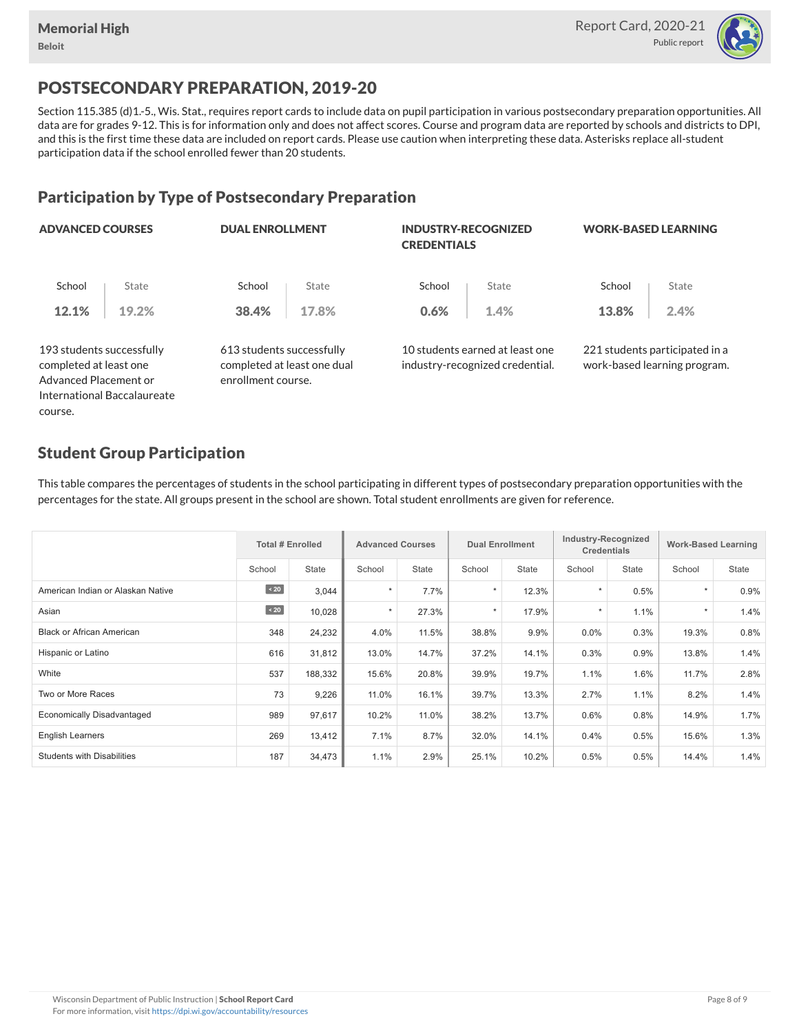Memorial High

Beloit

Report Card, 2020-21

Public report

# POSTSECONDARY PREPARATION, 2019-20

Section 115.385 (d)1.-5., Wis. Stat., requires report cards to include data on pupil participation in various postsecondary preparation opportunities. All data are for grades 9-12. This is for information only and does not affect scores. Course and program data are reported by schools and districts to DPI, and this is the first time these data are included on report cards. Please use caution when interpreting these data. Asterisks replace all-student participation data if the school enrolled fewer than 20 students.

## Participation by Type of Postsecondary Preparation

| | ADVANCED COURSES | DUAL ENROLLMENT | INDUSTRY-RECOGNIZED CREDENTIALS | WORK-BASED LEARNING |
|---|---|---|---|---|
| School | 12.1% | 38.4% | 0.6% | 13.8% |
| State | 19.2% | 17.8% | 1.4% | 2.4% |
| | 193 students successfully completed at least one Advanced Placement or International Baccalaureate course. | 613 students successfully completed at least one dual enrollment course. | 10 students earned at least one industry-recognized credential. | 221 students participated in a work-based learning program. |

## Student Group Participation

This table compares the percentages of students in the school participating in different types of postsecondary preparation opportunities with the percentages for the state. All groups present in the school are shown. Total student enrollments are given for reference.

| | Total # Enrolled | | Advanced Courses | | Dual Enrollment | | Industry-Recognized Credentials | | Work-Based Learning | |
|---|---|---|---|---|---|---|---|---|---|---|
| | School | State | School | State | School | State | School | State | School | State |
| American Indian or Alaskan Native | < 20 | 3,044 | * | 7.7% | * | 12.3% | * | 0.5% | * | 0.9% |
| Asian | < 20 | 10,028 | * | 27.3% | * | 17.9% | * | 1.1% | * | 1.4% |
| Black or African American | 348 | 24,232 | 4.0% | 11.5% | 38.8% | 9.9% | 0.0% | 0.3% | 19.3% | 0.8% |
| Hispanic or Latino | 616 | 31,812 | 13.0% | 14.7% | 37.2% | 14.1% | 0.3% | 0.9% | 13.8% | 1.4% |
| White | 537 | 188,332 | 15.6% | 20.8% | 39.9% | 19.7% | 1.1% | 1.6% | 11.7% | 2.8% |
| Two or More Races | 73 | 9,226 | 11.0% | 16.1% | 39.7% | 13.3% | 2.7% | 1.1% | 8.2% | 1.4% |
| Economically Disadvantaged | 989 | 97,617 | 10.2% | 11.0% | 38.2% | 13.7% | 0.6% | 0.8% | 14.9% | 1.7% |
| English Learners | 269 | 13,412 | 7.1% | 8.7% | 32.0% | 14.1% | 0.4% | 0.5% | 15.6% | 1.3% |
| Students with Disabilities | 187 | 34,473 | 1.1% | 2.9% | 25.1% | 10.2% | 0.5% | 0.5% | 14.4% | 1.4% |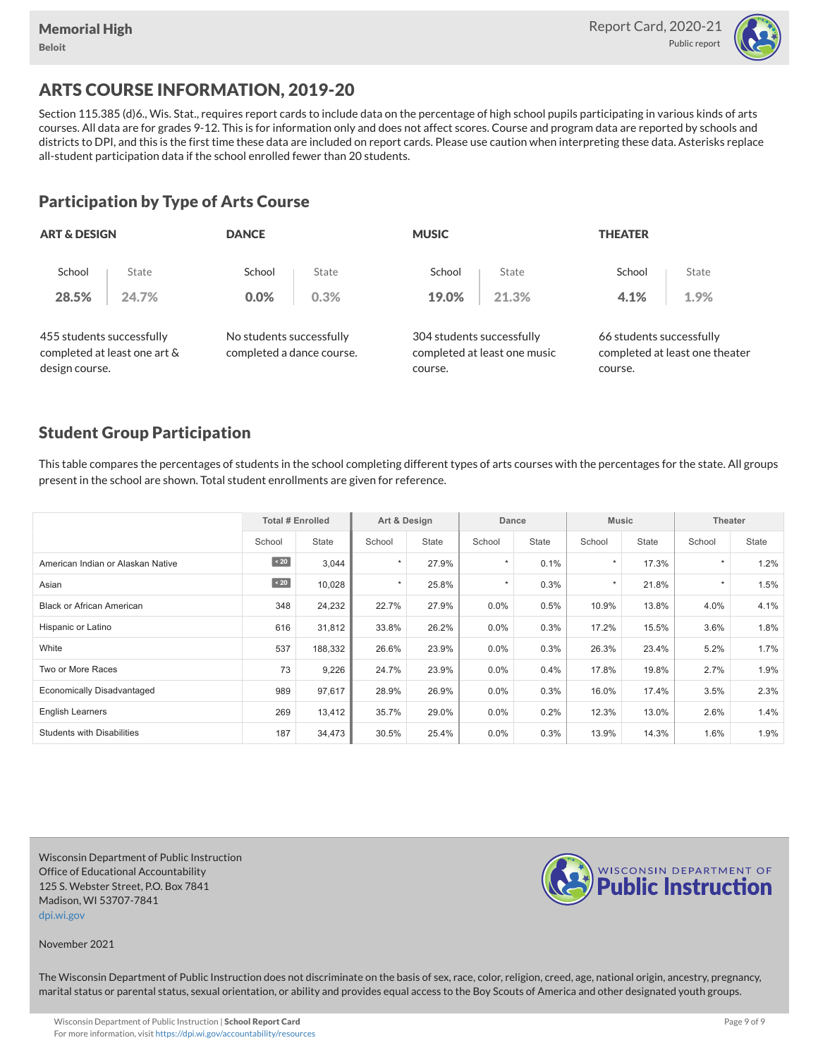## ARTS COURSE INFORMATION, 2019-20

Section 115.385 (d)6., Wis. Stat., requires report cards to include data on the percentage of high school pupils participating in various kinds of arts courses. All data are for grades 9-12. This is for information only and does not affect scores. Course and program data are reported by schools and districts to DPI, and this is the first time these data are included on report cards. Please use caution when interpreting these data. Asterisks replace all-student participation data if the school enrolled fewer than 20 students.

### Participation by Type of Arts Course

**ART & DESIGN**

School **28.5%** | State **24.7%**

455 students successfully completed at least one art & design course.

**DANCE**

School **0.0%** | State **0.3%**

No students successfully completed a dance course.

**MUSIC**

School **19.0%** | State **21.3%**

304 students successfully completed at least one music course.

**THEATER**

School **4.1%** | State **1.9%**

66 students successfully completed at least one theater course.

### Student Group Participation

This table compares the percentages of students in the school completing different types of arts courses with the percentages for the state. All groups present in the school are shown. Total student enrollments are given for reference.

| | Total # Enrolled | | Art & Design | | Dance | | Music | | Theater | |
|---|---|---|---|---|---|---|---|---|---|---|
| | School | State | School | State | School | State | School | State | School | State |
| American Indian or Alaskan Native | < 20 | 3,044 | * | 27.9% | * | 0.1% | * | 17.3% | * | 1.2% |
| Asian | < 20 | 10,028 | * | 25.8% | * | 0.3% | * | 21.8% | * | 1.5% |
| Black or African American | 348 | 24,232 | 22.7% | 27.9% | 0.0% | 0.5% | 10.9% | 13.8% | 4.0% | 4.1% |
| Hispanic or Latino | 616 | 31,812 | 33.8% | 26.2% | 0.0% | 0.3% | 17.2% | 15.5% | 3.6% | 1.8% |
| White | 537 | 188,332 | 26.6% | 23.9% | 0.0% | 0.3% | 26.3% | 23.4% | 5.2% | 1.7% |
| Two or More Races | 73 | 9,226 | 24.7% | 23.9% | 0.0% | 0.4% | 17.8% | 19.8% | 2.7% | 1.9% |
| Economically Disadvantaged | 989 | 97,617 | 28.9% | 26.9% | 0.0% | 0.3% | 16.0% | 17.4% | 3.5% | 2.3% |
| English Learners | 269 | 13,412 | 35.7% | 29.0% | 0.0% | 0.2% | 12.3% | 13.0% | 2.6% | 1.4% |
| Students with Disabilities | 187 | 34,473 | 30.5% | 25.4% | 0.0% | 0.3% | 13.9% | 14.3% | 1.6% | 1.9% |

Wisconsin Department of Public Instruction
Office of Educational Accountability
125 S. Webster Street, P.O. Box 7841
Madison, WI 53707-7841
dpi.wi.gov

November 2021

The Wisconsin Department of Public Instruction does not discriminate on the basis of sex, race, color, religion, creed, age, national origin, ancestry, pregnancy, marital status or parental status, sexual orientation, or ability and provides equal access to the Boy Scouts of America and other designated youth groups.